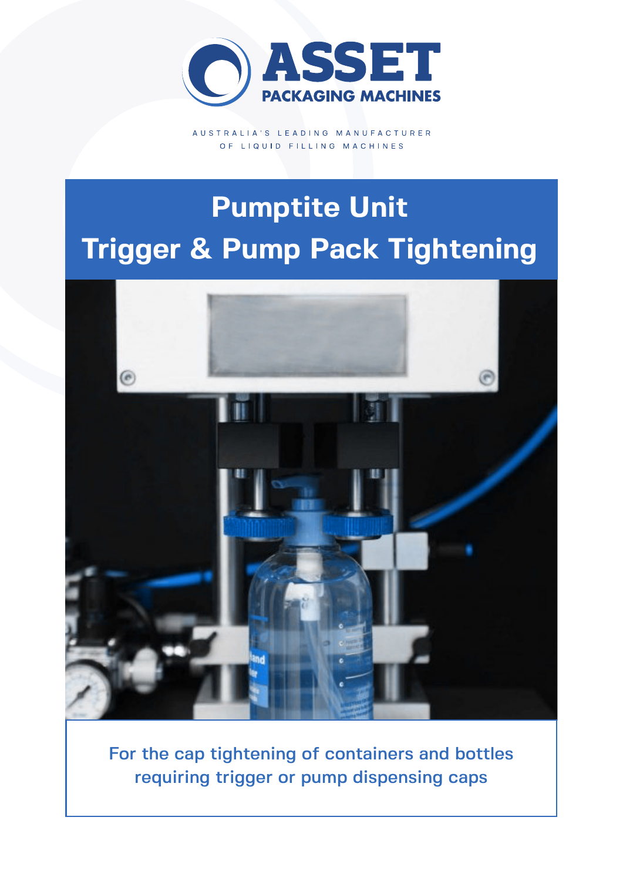ASSET
PACKAGING MACHINES

AUSTRALIA'S LEADING MANUFACTURER
OF LIQUID FILLING MACHINES

# Pumptite Unit
# Trigger & Pump Pack Tightening

For the cap tightening of containers and bottles requiring trigger or pump dispensing caps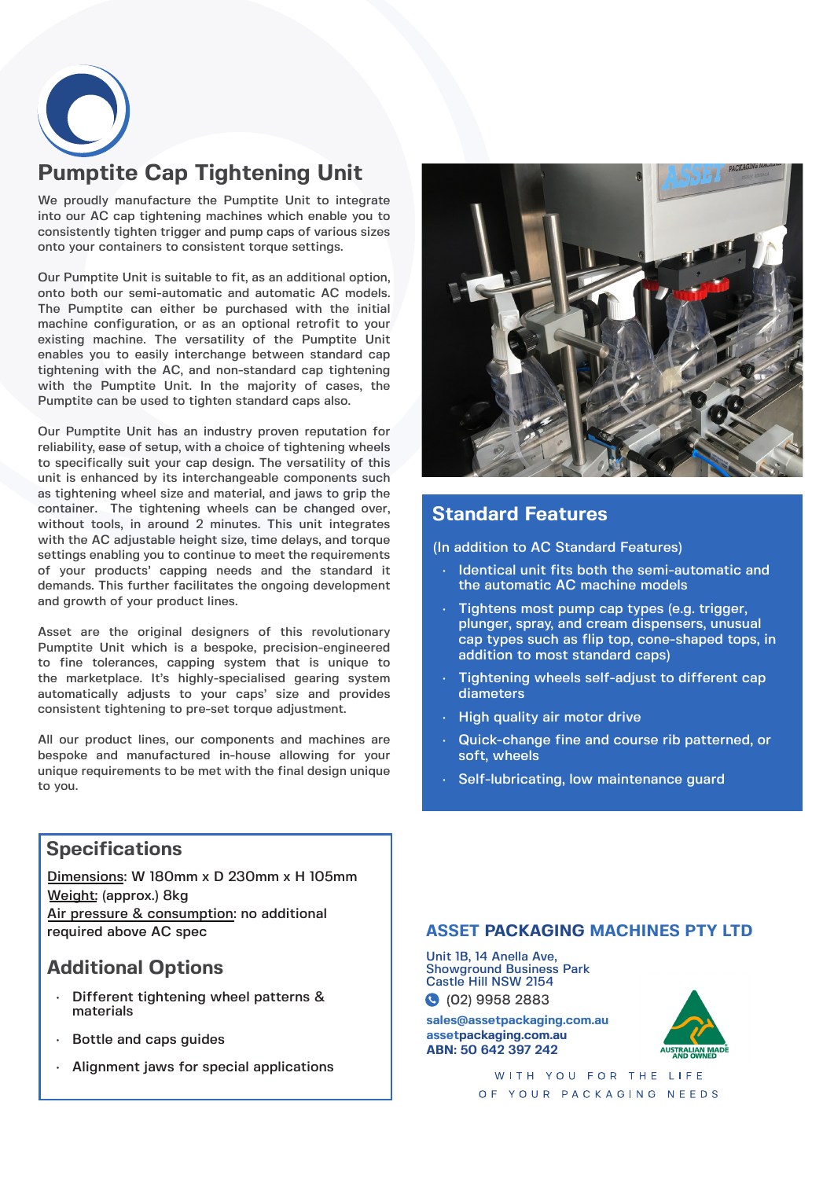# Pumptite Cap Tightening Unit

We proudly manufacture the Pumptite Unit to integrate into our AC cap tightening machines which enable you to consistently tighten trigger and pump caps of various sizes onto your containers to consistent torque settings.

Our Pumptite Unit is suitable to fit, as an additional option, onto both our semi-automatic and automatic AC models. The Pumptite can either be purchased with the initial machine configuration, or as an optional retrofit to your existing machine. The versatility of the Pumptite Unit enables you to easily interchange between standard cap tightening with the AC, and non-standard cap tightening with the Pumptite Unit. In the majority of cases, the Pumptite can be used to tighten standard caps also.

Our Pumptite Unit has an industry proven reputation for reliability, ease of setup, with a choice of tightening wheels to specifically suit your cap design. The versatility of this unit is enhanced by its interchangeable components such as tightening wheel size and material, and jaws to grip the container. The tightening wheels can be changed over, without tools, in around 2 minutes. This unit integrates with the AC adjustable height size, time delays, and torque settings enabling you to continue to meet the requirements of your products' capping needs and the standard it demands. This further facilitates the ongoing development and growth of your product lines.

Asset are the original designers of this revolutionary Pumptite Unit which is a bespoke, precision-engineered to fine tolerances, capping system that is unique to the marketplace. It's highly-specialised gearing system automatically adjusts to your caps' size and provides consistent tightening to pre-set torque adjustment.

All our product lines, our components and machines are bespoke and manufactured in-house allowing for your unique requirements to be met with the final design unique to you.

## Standard Features

(In addition to AC Standard Features)

- Identical unit fits both the semi-automatic and the automatic AC machine models
- Tightens most pump cap types (e.g. trigger, plunger, spray, and cream dispensers, unusual cap types such as flip top, cone-shaped tops, in addition to most standard caps)
- Tightening wheels self-adjust to different cap diameters
- High quality air motor drive
- Quick-change fine and course rib patterned, or soft, wheels
- Self-lubricating, low maintenance guard

## Specifications

Dimensions: W 180mm x D 230mm x H 105mm
Weight: (approx.) 8kg
Air pressure & consumption: no additional required above AC spec

## Additional Options

- Different tightening wheel patterns & materials
- Bottle and caps guides
- Alignment jaws for special applications

**ASSET PACKAGING MACHINES PTY LTD**

Unit 1B, 14 Anella Ave,
Showground Business Park
Castle Hill NSW 2154
(02) 9958 2883
sales@assetpackaging.com.au
assetpackaging.com.au
**ABN: 50 642 397 242**

AUSTRALIAN MADE AND OWNED

WITH YOU FOR THE LIFE OF YOUR PACKAGING NEEDS